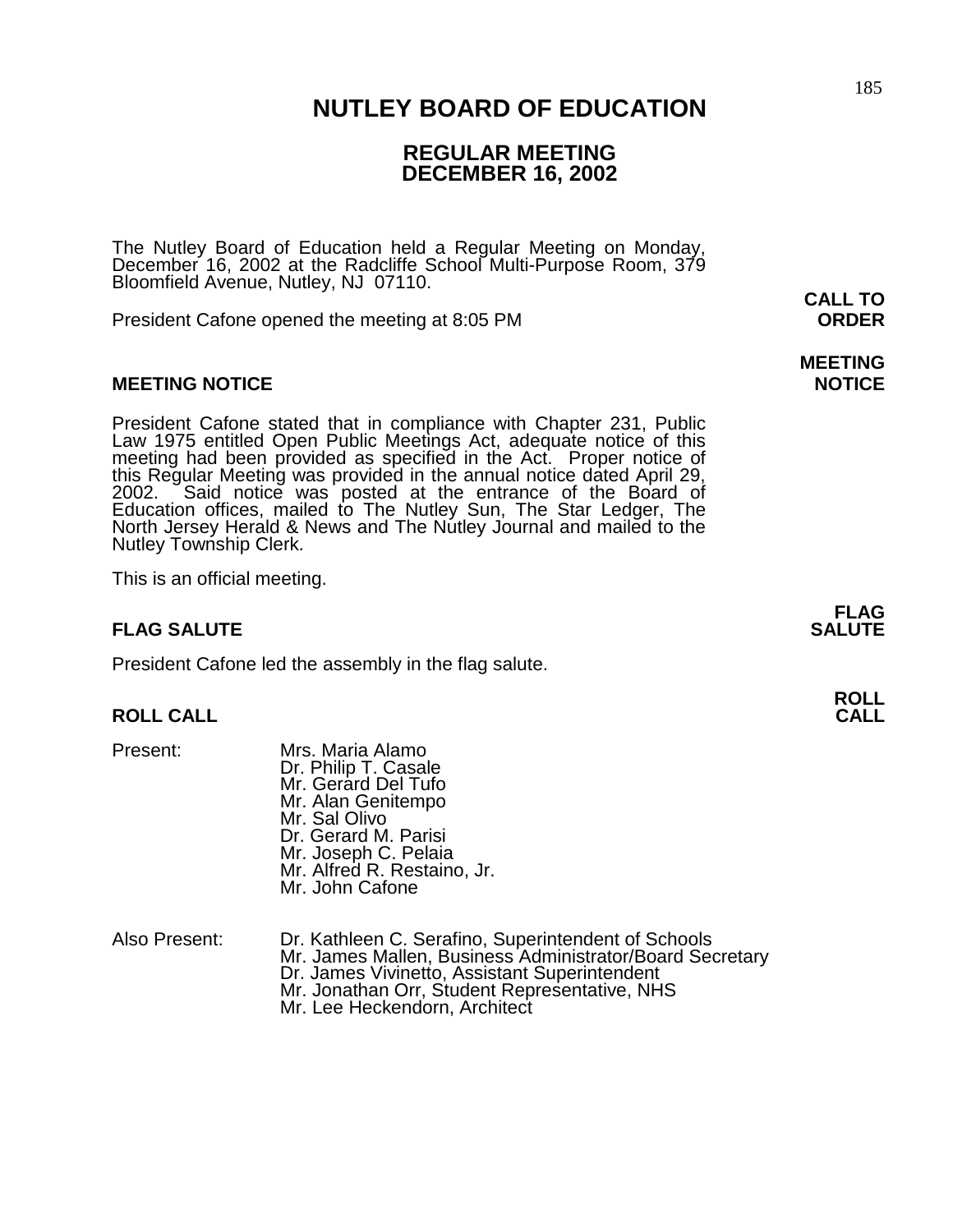# NUTLEY BOARD OF EDUCATION

## REGULAR MEETING
## DECEMBER 16, 2002

The Nutley Board of Education held a Regular Meeting on Monday, December 16, 2002 at the Radcliffe School Multi-Purpose Room, 379 Bloomfield Avenue, Nutley, NJ 07110.

**CALL TO ORDER**

President Cafone opened the meeting at 8:05 PM

**MEETING NOTICE**

### MEETING NOTICE

President Cafone stated that in compliance with Chapter 231, Public Law 1975 entitled Open Public Meetings Act, adequate notice of this meeting had been provided as specified in the Act. Proper notice of this Regular Meeting was provided in the annual notice dated April 29, 2002. Said notice was posted at the entrance of the Board of Education offices, mailed to The Nutley Sun, The Star Ledger, The North Jersey Herald & News and The Nutley Journal and mailed to the Nutley Township Clerk.

This is an official meeting.

**FLAG SALUTE**

### FLAG SALUTE

President Cafone led the assembly in the flag salute.

**ROLL CALL**

### ROLL CALL

Present:
- Mrs. Maria Alamo
- Dr. Philip T. Casale
- Mr. Gerard Del Tufo
- Mr. Alan Genitempo
- Mr. Sal Olivo
- Dr. Gerard M. Parisi
- Mr. Joseph C. Pelaia
- Mr. Alfred R. Restaino, Jr.
- Mr. John Cafone

Also Present:
- Dr. Kathleen C. Serafino, Superintendent of Schools
- Mr. James Mallen, Business Administrator/Board Secretary
- Dr. James Vivinetto, Assistant Superintendent
- Mr. Jonathan Orr, Student Representative, NHS
- Mr. Lee Heckendorn, Architect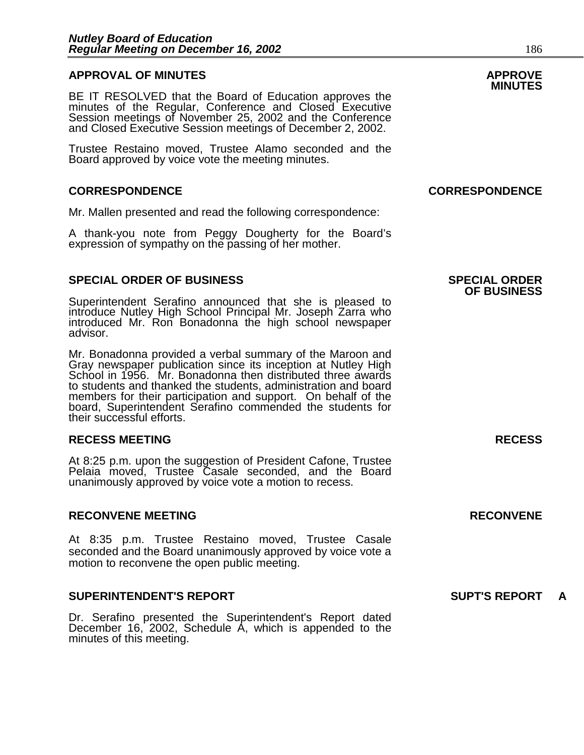## APPROVAL OF MINUTES

**APPROVE MINUTES**

BE IT RESOLVED that the Board of Education approves the minutes of the Regular, Conference and Closed Executive Session meetings of November 25, 2002 and the Conference and Closed Executive Session meetings of December 2, 2002.

Trustee Restaino moved, Trustee Alamo seconded and the Board approved by voice vote the meeting minutes.

## CORRESPONDENCE

**CORRESPONDENCE**

Mr. Mallen presented and read the following correspondence:

A thank-you note from Peggy Dougherty for the Board's expression of sympathy on the passing of her mother.

## SPECIAL ORDER OF BUSINESS

**SPECIAL ORDER OF BUSINESS**

Superintendent Serafino announced that she is pleased to introduce Nutley High School Principal Mr. Joseph Zarra who introduced Mr. Ron Bonadonna the high school newspaper advisor.

Mr. Bonadonna provided a verbal summary of the Maroon and Gray newspaper publication since its inception at Nutley High School in 1956. Mr. Bonadonna then distributed three awards to students and thanked the students, administration and board members for their participation and support. On behalf of the board, Superintendent Serafino commended the students for their successful efforts.

## RECESS MEETING

**RECESS**

At 8:25 p.m. upon the suggestion of President Cafone, Trustee Pelaia moved, Trustee Casale seconded, and the Board unanimously approved by voice vote a motion to recess.

## RECONVENE MEETING

**RECONVENE**

At 8:35 p.m. Trustee Restaino moved, Trustee Casale seconded and the Board unanimously approved by voice vote a motion to reconvene the open public meeting.

## SUPERINTENDENT'S REPORT

**SUPT'S REPORT A**

Dr. Serafino presented the Superintendent's Report dated December 16, 2002, Schedule A, which is appended to the minutes of this meeting.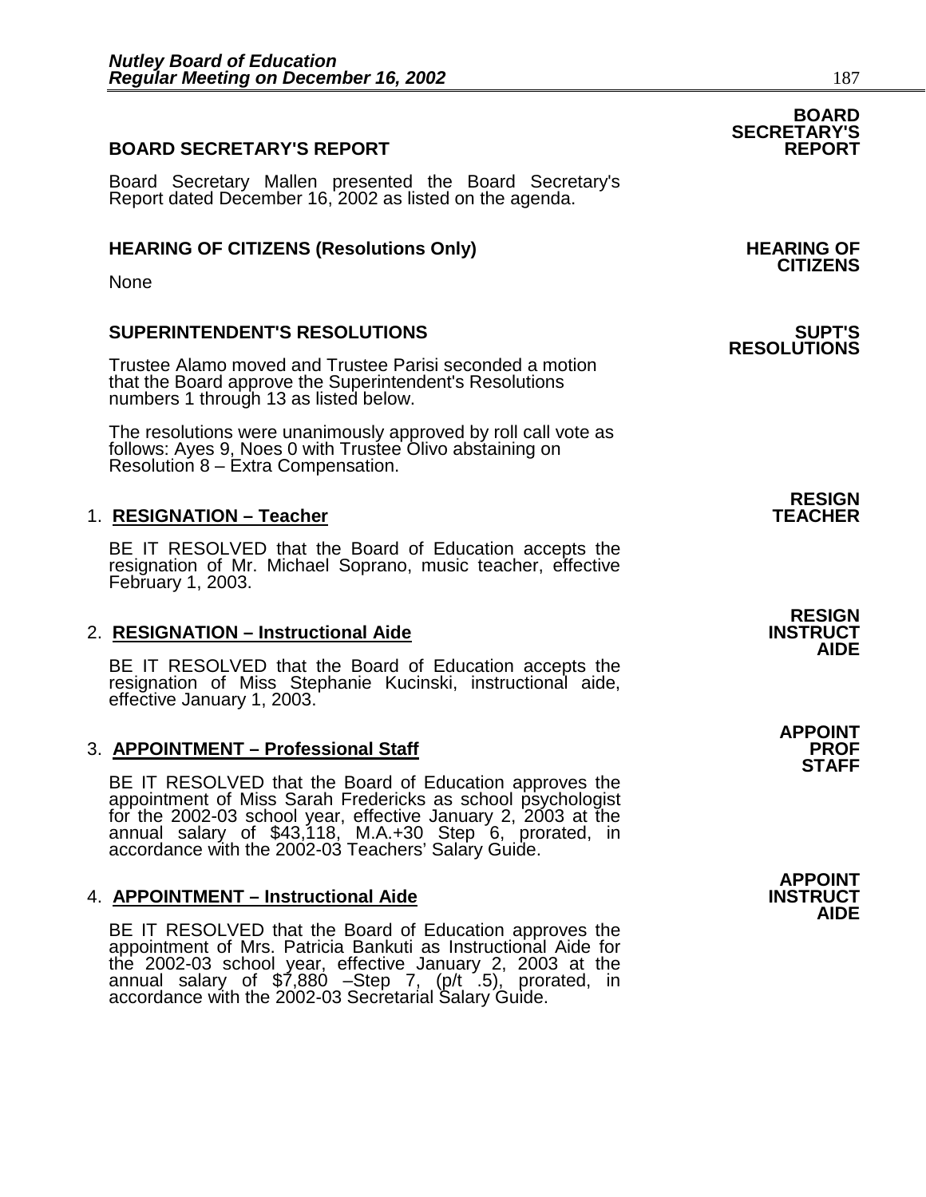## BOARD SECRETARY'S REPORT

**BOARD SECRETARY'S REPORT**

Board Secretary Mallen presented the Board Secretary's Report dated December 16, 2002 as listed on the agenda.

## HEARING OF CITIZENS (Resolutions Only)

**HEARING OF CITIZENS**

None

## SUPERINTENDENT'S RESOLUTIONS

**SUPT'S RESOLUTIONS**

Trustee Alamo moved and Trustee Parisi seconded a motion that the Board approve the Superintendent's Resolutions numbers 1 through 13 as listed below.

The resolutions were unanimously approved by roll call vote as follows: Ayes 9, Noes 0 with Trustee Olivo abstaining on Resolution 8 – Extra Compensation.

1. **RESIGNATION – Teacher**

   **RESIGN TEACHER**

   BE IT RESOLVED that the Board of Education accepts the resignation of Mr. Michael Soprano, music teacher, effective February 1, 2003.

2. **RESIGNATION – Instructional Aide**

   **RESIGN INSTRUCT AIDE**

   BE IT RESOLVED that the Board of Education accepts the resignation of Miss Stephanie Kucinski, instructional aide, effective January 1, 2003.

3. **APPOINTMENT – Professional Staff**

   **APPOINT PROF STAFF**

   BE IT RESOLVED that the Board of Education approves the appointment of Miss Sarah Fredericks as school psychologist for the 2002-03 school year, effective January 2, 2003 at the annual salary of $43,118, M.A.+30 Step 6, prorated, in accordance with the 2002-03 Teachers' Salary Guide.

4. **APPOINTMENT – Instructional Aide**

   **APPOINT INSTRUCT AIDE**

   BE IT RESOLVED that the Board of Education approves the appointment of Mrs. Patricia Bankuti as Instructional Aide for the 2002-03 school year, effective January 2, 2003 at the annual salary of $7,880 –Step 7, (p/t .5), prorated, in accordance with the 2002-03 Secretarial Salary Guide.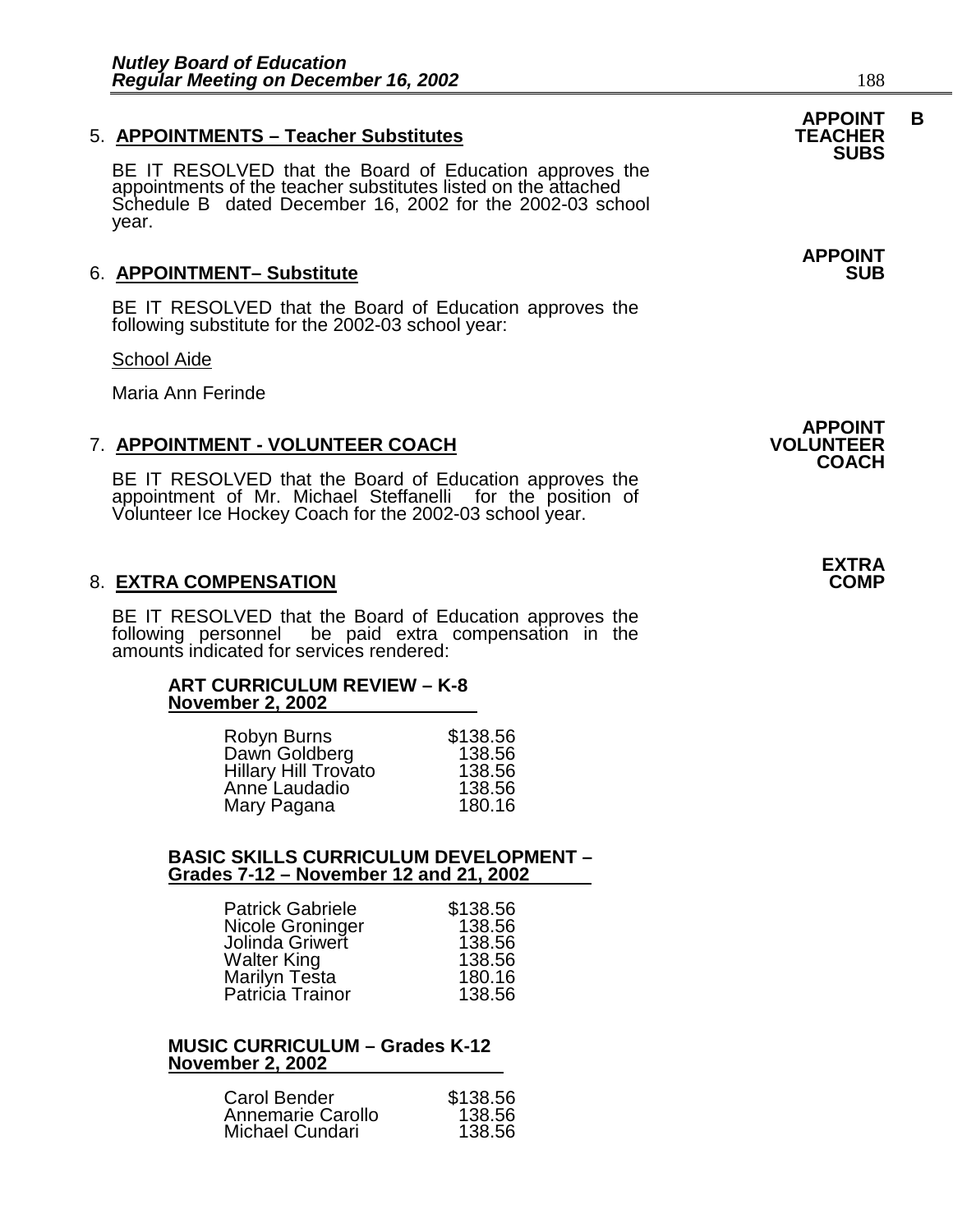5. **APPOINTMENTS – Teacher Substitutes** **APPOINT TEACHER SUBS B**

BE IT RESOLVED that the Board of Education approves the appointments of the teacher substitutes listed on the attached Schedule B dated December 16, 2002 for the 2002-03 school year.

6. **APPOINTMENT– Substitute** **APPOINT SUB**

BE IT RESOLVED that the Board of Education approves the following substitute for the 2002-03 school year:

School Aide

Maria Ann Ferinde

7. **APPOINTMENT - VOLUNTEER COACH** **APPOINT VOLUNTEER COACH**

BE IT RESOLVED that the Board of Education approves the appointment of Mr. Michael Steffanelli for the position of Volunteer Ice Hockey Coach for the 2002-03 school year.

8. **EXTRA COMPENSATION** **EXTRA COMP**

BE IT RESOLVED that the Board of Education approves the following personnel be paid extra compensation in the amounts indicated for services rendered:

**ART CURRICULUM REVIEW – K-8**
**November 2, 2002**

| | |
|---|---|
| Robyn Burns | $138.56 |
| Dawn Goldberg | 138.56 |
| Hillary Hill Trovato | 138.56 |
| Anne Laudadio | 138.56 |
| Mary Pagana | 180.16 |

**BASIC SKILLS CURRICULUM DEVELOPMENT – Grades 7-12 – November 12 and 21, 2002**

| | |
|---|---|
| Patrick Gabriele | $138.56 |
| Nicole Groninger | 138.56 |
| Jolinda Griwert | 138.56 |
| Walter King | 138.56 |
| Marilyn Testa | 180.16 |
| Patricia Trainor | 138.56 |

**MUSIC CURRICULUM – Grades K-12**
**November 2, 2002**

| | |
|---|---|
| Carol Bender | $138.56 |
| Annemarie Carollo | 138.56 |
| Michael Cundari | 138.56 |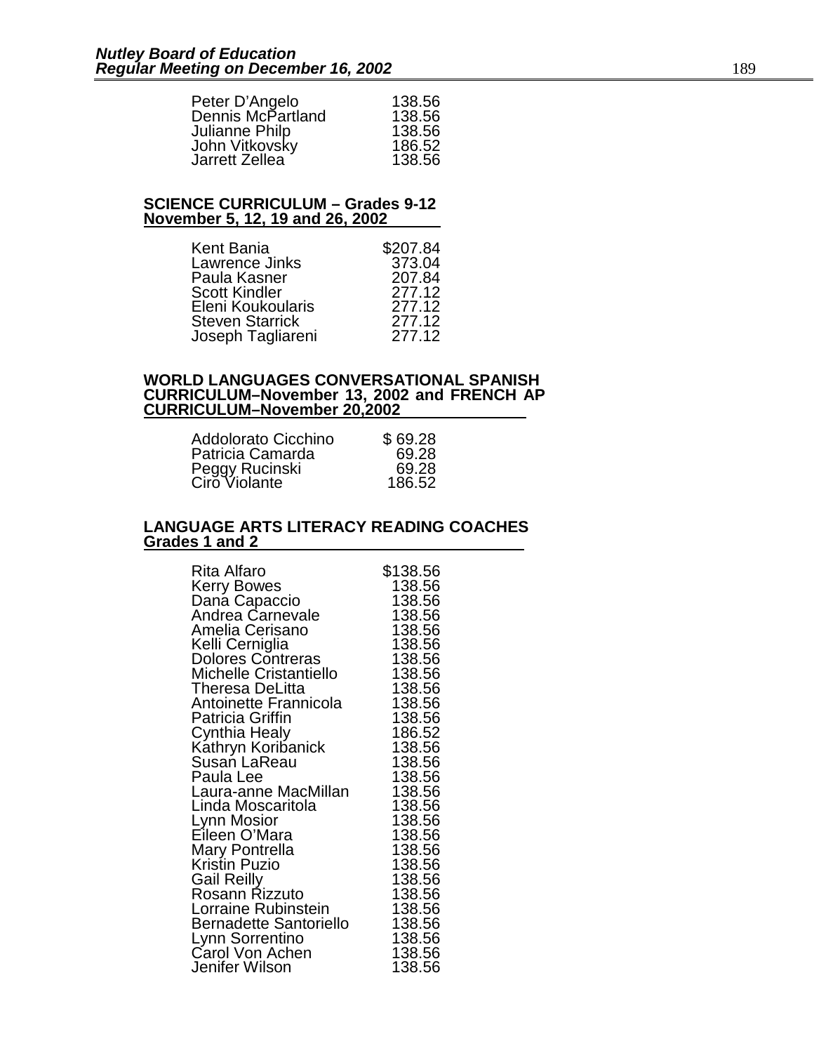| | |
|---|---|
| Peter D'Angelo | 138.56 |
| Dennis McPartland | 138.56 |
| Julianne Philp | 138.56 |
| John Vitkovsky | 186.52 |
| Jarrett Zellea | 138.56 |

**SCIENCE CURRICULUM – Grades 9-12**
**November 5, 12, 19 and 26, 2002**

| | |
|---|---|
| Kent Bania | $207.84 |
| Lawrence Jinks | 373.04 |
| Paula Kasner | 207.84 |
| Scott Kindler | 277.12 |
| Eleni Koukoularis | 277.12 |
| Steven Starrick | 277.12 |
| Joseph Tagliareni | 277.12 |

**WORLD LANGUAGES CONVERSATIONAL SPANISH CURRICULUM–November 13, 2002 and FRENCH AP CURRICULUM–November 20,2002**

| | |
|---|---|
| Addolorato Cicchino | $ 69.28 |
| Patricia Camarda | 69.28 |
| Peggy Rucinski | 69.28 |
| Ciro Violante | 186.52 |

**LANGUAGE ARTS LITERACY READING COACHES**
**Grades 1 and 2**

| | |
|---|---|
| Rita Alfaro | $138.56 |
| Kerry Bowes | 138.56 |
| Dana Capaccio | 138.56 |
| Andrea Carnevale | 138.56 |
| Amelia Cerisano | 138.56 |
| Kelli Cerniglia | 138.56 |
| Dolores Contreras | 138.56 |
| Michelle Cristantiello | 138.56 |
| Theresa DeLitta | 138.56 |
| Antoinette Frannicola | 138.56 |
| Patricia Griffin | 138.56 |
| Cynthia Healy | 186.52 |
| Kathryn Koribanick | 138.56 |
| Susan LaReau | 138.56 |
| Paula Lee | 138.56 |
| Laura-anne MacMillan | 138.56 |
| Linda Moscaritola | 138.56 |
| Lynn Mosior | 138.56 |
| Eileen O'Mara | 138.56 |
| Mary Pontrella | 138.56 |
| Kristin Puzio | 138.56 |
| Gail Reilly | 138.56 |
| Rosann Rizzuto | 138.56 |
| Lorraine Rubinstein | 138.56 |
| Bernadette Santoriello | 138.56 |
| Lynn Sorrentino | 138.56 |
| Carol Von Achen | 138.56 |
| Jenifer Wilson | 138.56 |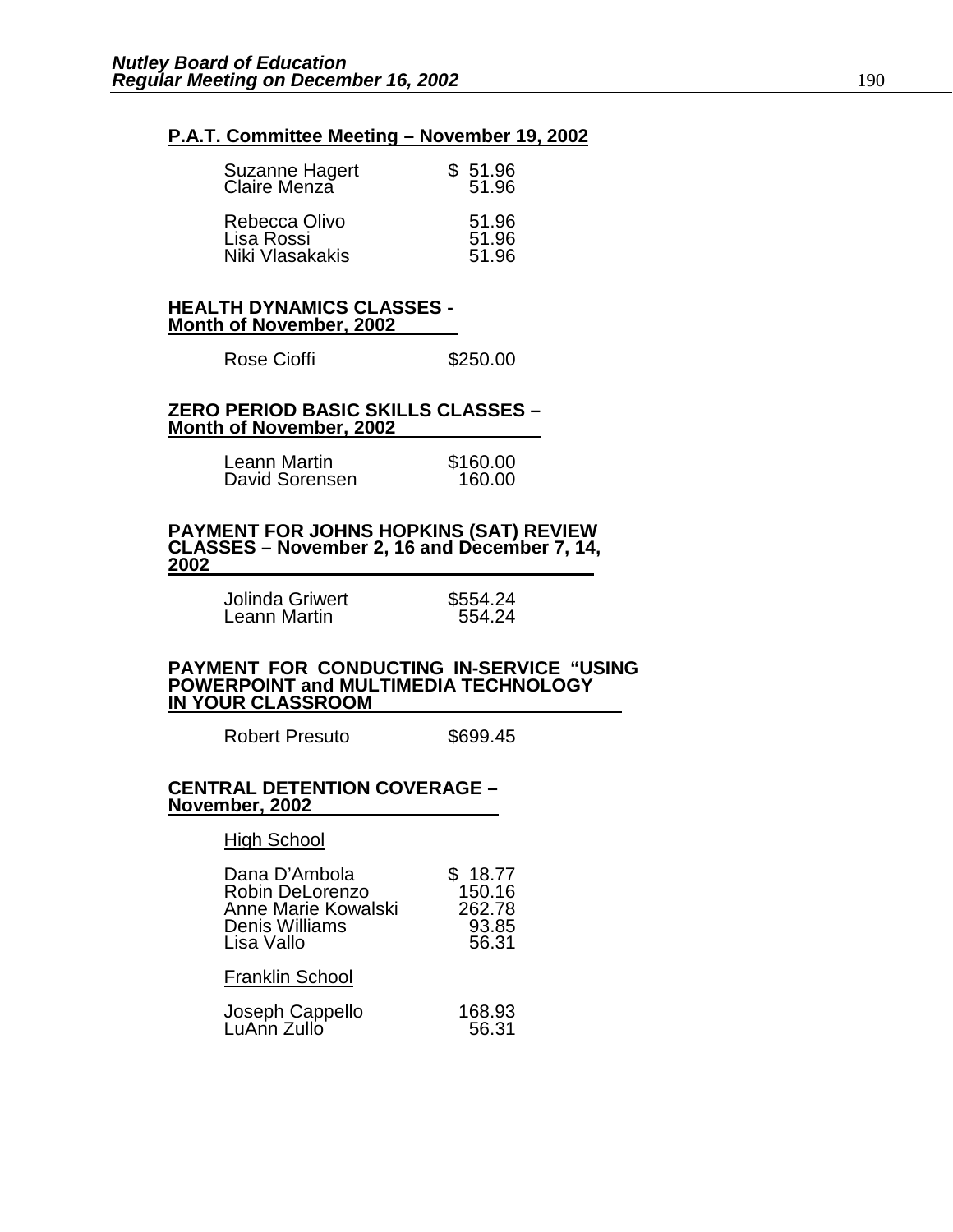**P.A.T. Committee Meeting – November 19, 2002**

| | |
|---|---|
| Suzanne Hagert | $ 51.96 |
| Claire Menza | 51.96 |
| Rebecca Olivo | 51.96 |
| Lisa Rossi | 51.96 |
| Niki Vlasakakis | 51.96 |

**HEALTH DYNAMICS CLASSES - Month of November, 2002**

| | |
|---|---|
| Rose Cioffi | $250.00 |

**ZERO PERIOD BASIC SKILLS CLASSES – Month of November, 2002**

| | |
|---|---|
| Leann Martin | $160.00 |
| David Sorensen | 160.00 |

**PAYMENT FOR JOHNS HOPKINS (SAT) REVIEW CLASSES – November 2, 16 and December 7, 14, 2002**

| | |
|---|---|
| Jolinda Griwert | $554.24 |
| Leann Martin | 554.24 |

**PAYMENT FOR CONDUCTING IN-SERVICE "USING POWERPOINT and MULTIMEDIA TECHNOLOGY IN YOUR CLASSROOM**

| | |
|---|---|
| Robert Presuto | $699.45 |

**CENTRAL DETENTION COVERAGE – November, 2002**

High School

| | |
|---|---|
| Dana D'Ambola | $ 18.77 |
| Robin DeLorenzo | 150.16 |
| Anne Marie Kowalski | 262.78 |
| Denis Williams | 93.85 |
| Lisa Vallo | 56.31 |

Franklin School

| | |
|---|---|
| Joseph Cappello | 168.93 |
| LuAnn Zullo | 56.31 |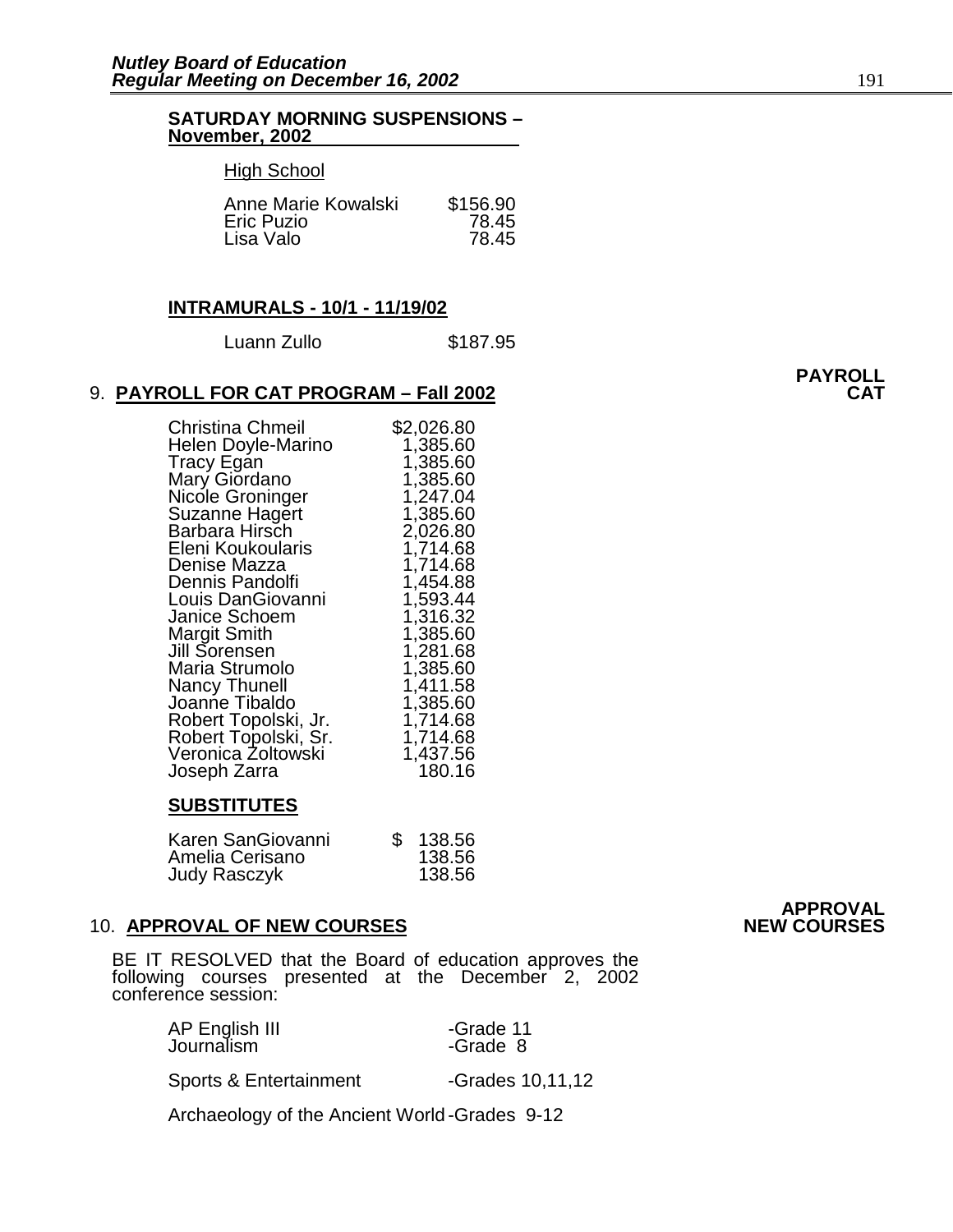**SATURDAY MORNING SUSPENSIONS – November, 2002**

High School

| | |
|---|---|
| Anne Marie Kowalski | $156.90 |
| Eric Puzio | 78.45 |
| Lisa Valo | 78.45 |

**INTRAMURALS - 10/1 - 11/19/02**

| | |
|---|---|
| Luann Zullo | $187.95 |

**PAYROLL CAT**

9. **PAYROLL FOR CAT PROGRAM – Fall 2002**

| | |
|---|---|
| Christina Chmeil | $2,026.80 |
| Helen Doyle-Marino | 1,385.60 |
| Tracy Egan | 1,385.60 |
| Mary Giordano | 1,385.60 |
| Nicole Groninger | 1,247.04 |
| Suzanne Hagert | 1,385.60 |
| Barbara Hirsch | 2,026.80 |
| Eleni Koukoularis | 1,714.68 |
| Denise Mazza | 1,714.68 |
| Dennis Pandolfi | 1,454.88 |
| Louis DanGiovanni | 1,593.44 |
| Janice Schoem | 1,316.32 |
| Margit Smith | 1,385.60 |
| Jill Sorensen | 1,281.68 |
| Maria Strumolo | 1,385.60 |
| Nancy Thunell | 1,411.58 |
| Joanne Tibaldo | 1,385.60 |
| Robert Topolski, Jr. | 1,714.68 |
| Robert Topolski, Sr. | 1,714.68 |
| Veronica Zoltowski | 1,437.56 |
| Joseph Zarra | 180.16 |

**SUBSTITUTES**

| | |
|---|---|
| Karen SanGiovanni | $ 138.56 |
| Amelia Cerisano | 138.56 |
| Judy Rasczyk | 138.56 |

**APPROVAL NEW COURSES**

10. **APPROVAL OF NEW COURSES**

BE IT RESOLVED that the Board of education approves the following courses presented at the December 2, 2002 conference session:

| | |
|---|---|
| AP English III | -Grade 11 |
| Journalism | -Grade 8 |
| Sports & Entertainment | -Grades 10,11,12 |
| Archaeology of the Ancient World | -Grades 9-12 |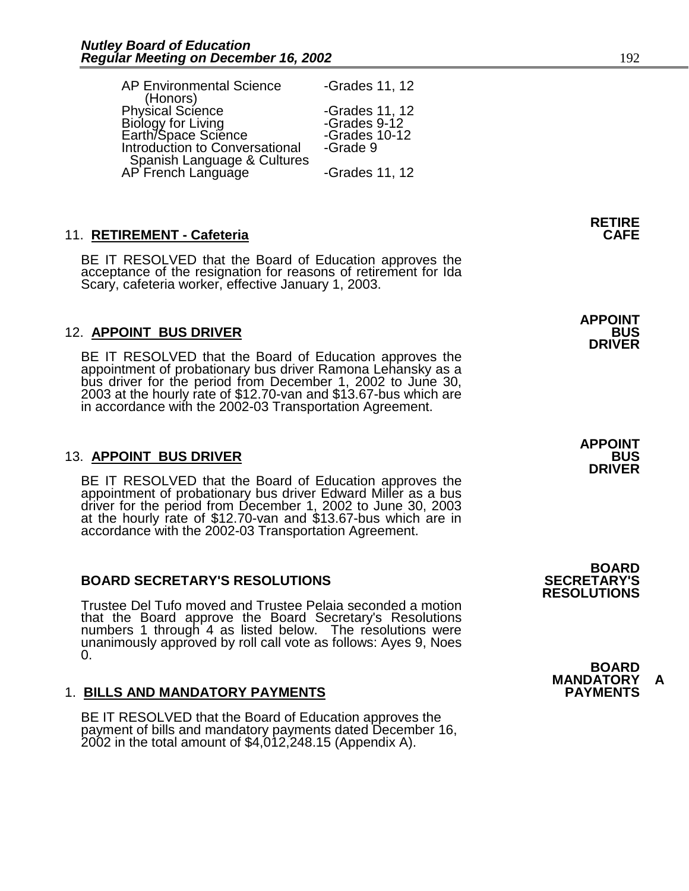| | |
|---|---|
| AP Environmental Science (Honors) | -Grades 11, 12 |
| Physical Science | -Grades 11, 12 |
| Biology for Living | -Grades 9-12 |
| Earth/Space Science | -Grades 10-12 |
| Introduction to Conversational Spanish Language & Cultures | -Grade 9 |
| AP French Language | -Grades 11, 12 |

**RETIRE CAFE**

11. **RETIREMENT - Cafeteria**

BE IT RESOLVED that the Board of Education approves the acceptance of the resignation for reasons of retirement for Ida Scary, cafeteria worker, effective January 1, 2003.

**APPOINT BUS DRIVER**

12. **APPOINT BUS DRIVER**

BE IT RESOLVED that the Board of Education approves the appointment of probationary bus driver Ramona Lehansky as a bus driver for the period from December 1, 2002 to June 30, 2003 at the hourly rate of $12.70-van and $13.67-bus which are in accordance with the 2002-03 Transportation Agreement.

**APPOINT BUS DRIVER**

13. **APPOINT BUS DRIVER**

BE IT RESOLVED that the Board of Education approves the appointment of probationary bus driver Edward Miller as a bus driver for the period from December 1, 2002 to June 30, 2003 at the hourly rate of $12.70-van and $13.67-bus which are in accordance with the 2002-03 Transportation Agreement.

**BOARD SECRETARY'S RESOLUTIONS**

**BOARD SECRETARY'S RESOLUTIONS**

Trustee Del Tufo moved and Trustee Pelaia seconded a motion that the Board approve the Board Secretary's Resolutions numbers 1 through 4 as listed below. The resolutions were unanimously approved by roll call vote as follows: Ayes 9, Noes 0.

**BOARD MANDATORY A PAYMENTS**

1. **BILLS AND MANDATORY PAYMENTS**

BE IT RESOLVED that the Board of Education approves the payment of bills and mandatory payments dated December 16, 2002 in the total amount of $4,012,248.15 (Appendix A).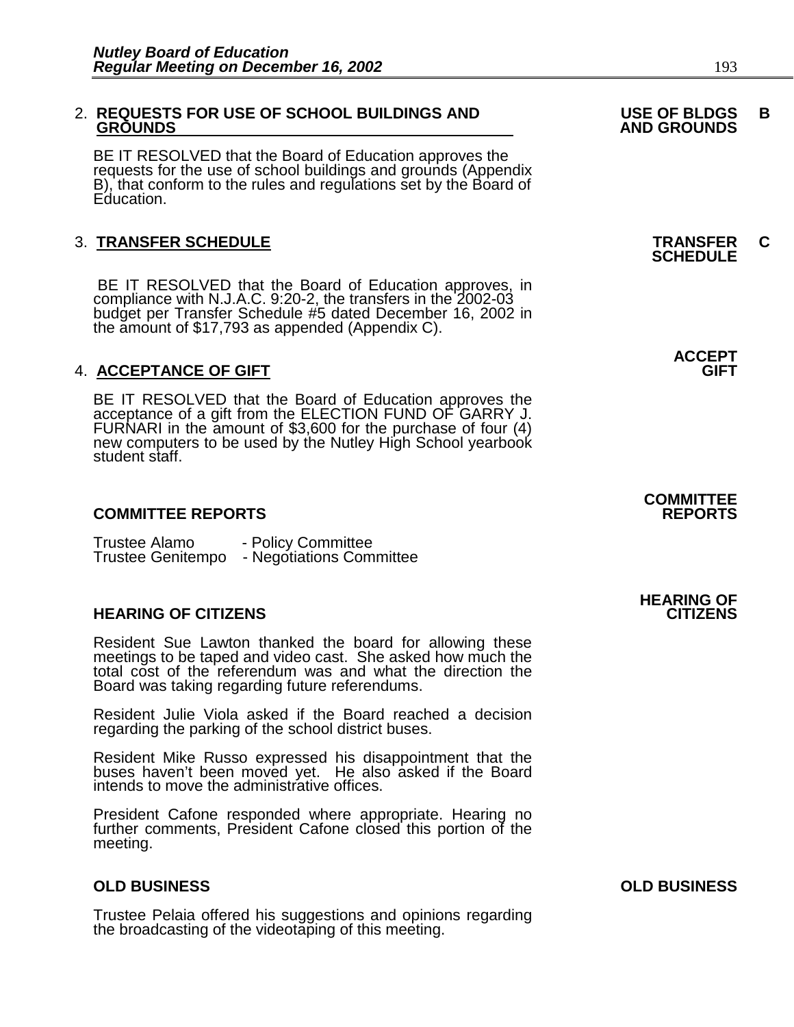2. **REQUESTS FOR USE OF SCHOOL BUILDINGS AND GROUNDS** — **USE OF BLDGS AND GROUNDS** — **B**

BE IT RESOLVED that the Board of Education approves the requests for the use of school buildings and grounds (Appendix B), that conform to the rules and regulations set by the Board of Education.

3. **TRANSFER SCHEDULE** — **TRANSFER SCHEDULE** — **C**

BE IT RESOLVED that the Board of Education approves, in compliance with N.J.A.C. 9:20-2, the transfers in the 2002-03 budget per Transfer Schedule #5 dated December 16, 2002 in the amount of $17,793 as appended (Appendix C).

4. **ACCEPTANCE OF GIFT** — **ACCEPT GIFT**

BE IT RESOLVED that the Board of Education approves the acceptance of a gift from the ELECTION FUND OF GARRY J. FURNARI in the amount of $3,600 for the purchase of four (4) new computers to be used by the Nutley High School yearbook student staff.

## COMMITTEE REPORTS

**COMMITTEE REPORTS**

Trustee Alamo - Policy Committee
Trustee Genitempo - Negotiations Committee

## HEARING OF CITIZENS

**HEARING OF CITIZENS**

Resident Sue Lawton thanked the board for allowing these meetings to be taped and video cast. She asked how much the total cost of the referendum was and what the direction the Board was taking regarding future referendums.

Resident Julie Viola asked if the Board reached a decision regarding the parking of the school district buses.

Resident Mike Russo expressed his disappointment that the buses haven't been moved yet. He also asked if the Board intends to move the administrative offices.

President Cafone responded where appropriate. Hearing no further comments, President Cafone closed this portion of the meeting.

## OLD BUSINESS

**OLD BUSINESS**

Trustee Pelaia offered his suggestions and opinions regarding the broadcasting of the videotaping of this meeting.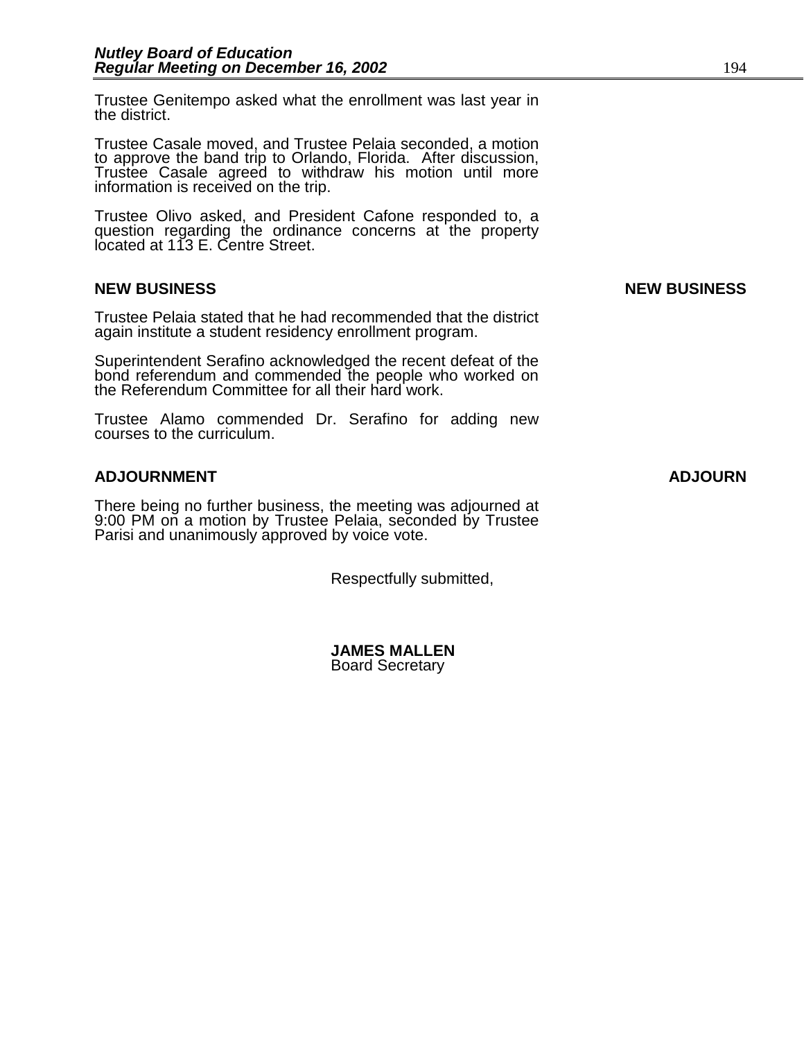Trustee Genitempo asked what the enrollment was last year in the district.

Trustee Casale moved, and Trustee Pelaia seconded, a motion to approve the band trip to Orlando, Florida. After discussion, Trustee Casale agreed to withdraw his motion until more information is received on the trip.

Trustee Olivo asked, and President Cafone responded to, a question regarding the ordinance concerns at the property located at 113 E. Centre Street.

## NEW BUSINESS

NEW BUSINESS

Trustee Pelaia stated that he had recommended that the district again institute a student residency enrollment program.

Superintendent Serafino acknowledged the recent defeat of the bond referendum and commended the people who worked on the Referendum Committee for all their hard work.

Trustee Alamo commended Dr. Serafino for adding new courses to the curriculum.

## ADJOURNMENT

ADJOURN

There being no further business, the meeting was adjourned at 9:00 PM on a motion by Trustee Pelaia, seconded by Trustee Parisi and unanimously approved by voice vote.

Respectfully submitted,

**JAMES MALLEN**
Board Secretary